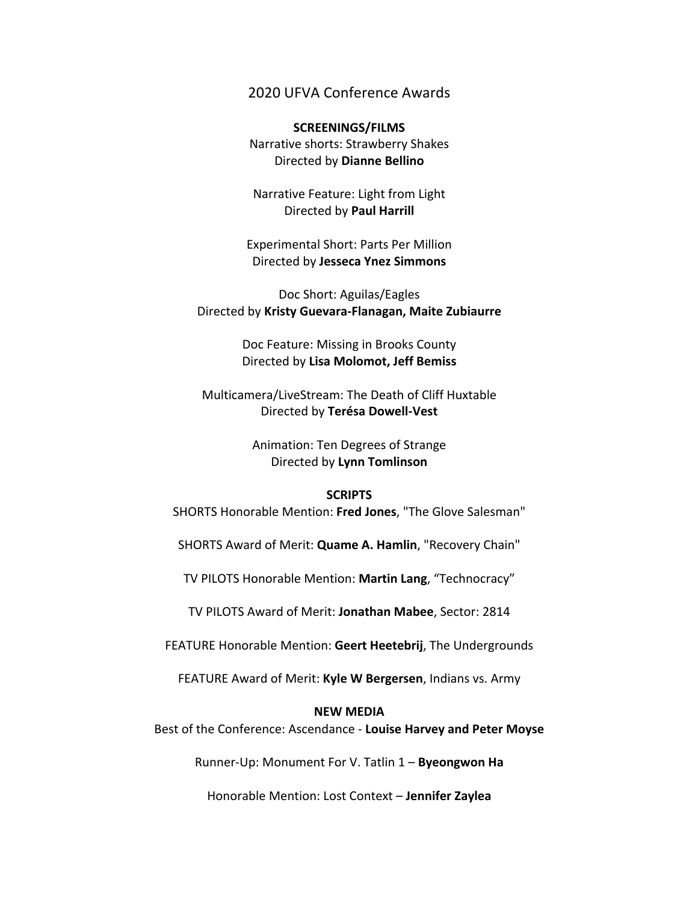# 2020 UFVA Conference Awards

## SCREENINGS/FILMS

Narrative shorts: Strawberry Shakes
Directed by **Dianne Bellino**

Narrative Feature: Light from Light
Directed by **Paul Harrill**

Experimental Short: Parts Per Million
Directed by **Jesseca Ynez Simmons**

Doc Short: Aguilas/Eagles
Directed by **Kristy Guevara-Flanagan, Maite Zubiaurre**

Doc Feature: Missing in Brooks County
Directed by **Lisa Molomot, Jeff Bemiss**

Multicamera/LiveStream: The Death of Cliff Huxtable
Directed by **Terésa Dowell-Vest**

Animation: Ten Degrees of Strange
Directed by **Lynn Tomlinson**

## SCRIPTS

SHORTS Honorable Mention: **Fred Jones**, "The Glove Salesman"

SHORTS Award of Merit: **Quame A. Hamlin**, "Recovery Chain"

TV PILOTS Honorable Mention: **Martin Lang**, "Technocracy"

TV PILOTS Award of Merit: **Jonathan Mabee**, Sector: 2814

FEATURE Honorable Mention: **Geert Heetebrij**, The Undergrounds

FEATURE Award of Merit: **Kyle W Bergersen**, Indians vs. Army

## NEW MEDIA

Best of the Conference: Ascendance - **Louise Harvey and Peter Moyse**

Runner-Up: Monument For V. Tatlin 1 – **Byeongwon Ha**

Honorable Mention: Lost Context – **Jennifer Zaylea**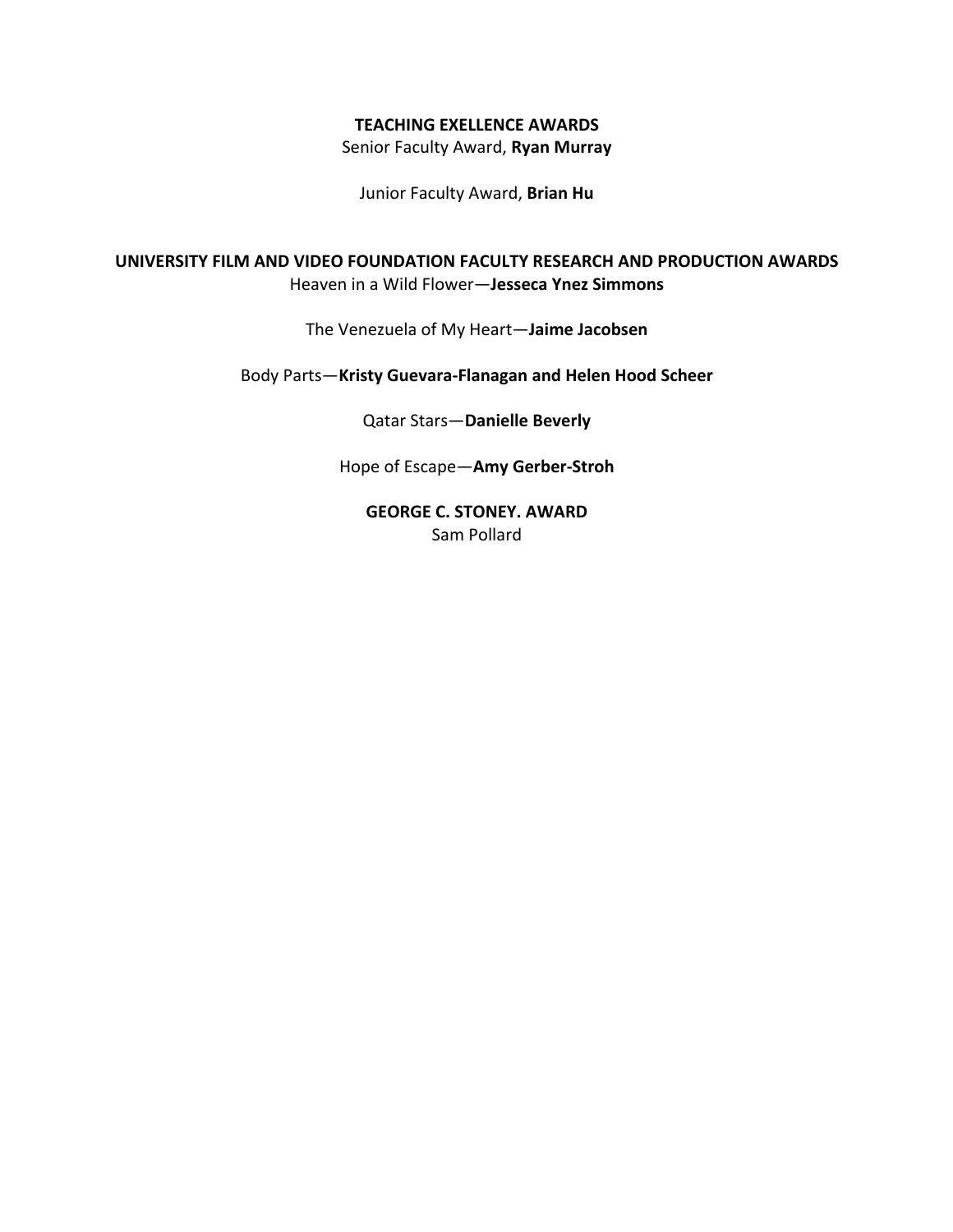**TEACHING EXELLENCE AWARDS**

Senior Faculty Award, **Ryan Murray**

Junior Faculty Award, **Brian Hu**

**UNIVERSITY FILM AND VIDEO FOUNDATION FACULTY RESEARCH AND PRODUCTION AWARDS**

Heaven in a Wild Flower—**Jesseca Ynez Simmons**

The Venezuela of My Heart—**Jaime Jacobsen**

Body Parts—**Kristy Guevara-Flanagan and Helen Hood Scheer**

Qatar Stars—**Danielle Beverly**

Hope of Escape—**Amy Gerber-Stroh**

**GEORGE C. STONEY. AWARD**

Sam Pollard